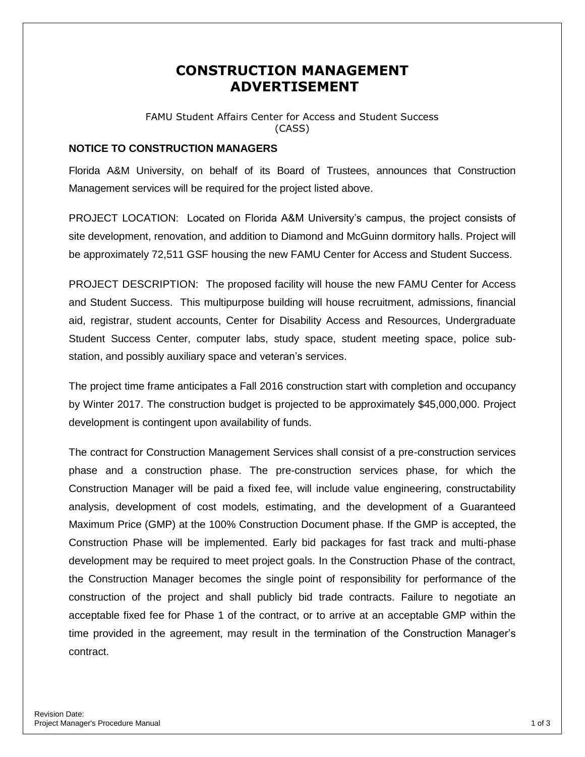# CONSTRUCTION MANAGEMENT ADVERTISEMENT

FAMU Student Affairs Center for Access and Student Success (CASS)

### NOTICE TO CONSTRUCTION MANAGERS

Florida A&M University, on behalf of its Board of Trustees, announces that Construction Management services will be required for the project listed above.

PROJECT LOCATION: Located on Florida A&M University's campus, the project consists of site development, renovation, and addition to Diamond and McGuinn dormitory halls. Project will be approximately 72,511 GSF housing the new FAMU Center for Access and Student Success.

PROJECT DESCRIPTION: The proposed facility will house the new FAMU Center for Access and Student Success. This multipurpose building will house recruitment, admissions, financial aid, registrar, student accounts, Center for Disability Access and Resources, Undergraduate Student Success Center, computer labs, study space, student meeting space, police sub-station, and possibly auxiliary space and veteran's services.

The project time frame anticipates a Fall 2016 construction start with completion and occupancy by Winter 2017. The construction budget is projected to be approximately $45,000,000. Project development is contingent upon availability of funds.

The contract for Construction Management Services shall consist of a pre-construction services phase and a construction phase. The pre-construction services phase, for which the Construction Manager will be paid a fixed fee, will include value engineering, constructability analysis, development of cost models, estimating, and the development of a Guaranteed Maximum Price (GMP) at the 100% Construction Document phase. If the GMP is accepted, the Construction Phase will be implemented. Early bid packages for fast track and multi-phase development may be required to meet project goals. In the Construction Phase of the contract, the Construction Manager becomes the single point of responsibility for performance of the construction of the project and shall publicly bid trade contracts. Failure to negotiate an acceptable fixed fee for Phase 1 of the contract, or to arrive at an acceptable GMP within the time provided in the agreement, may result in the termination of the Construction Manager's contract.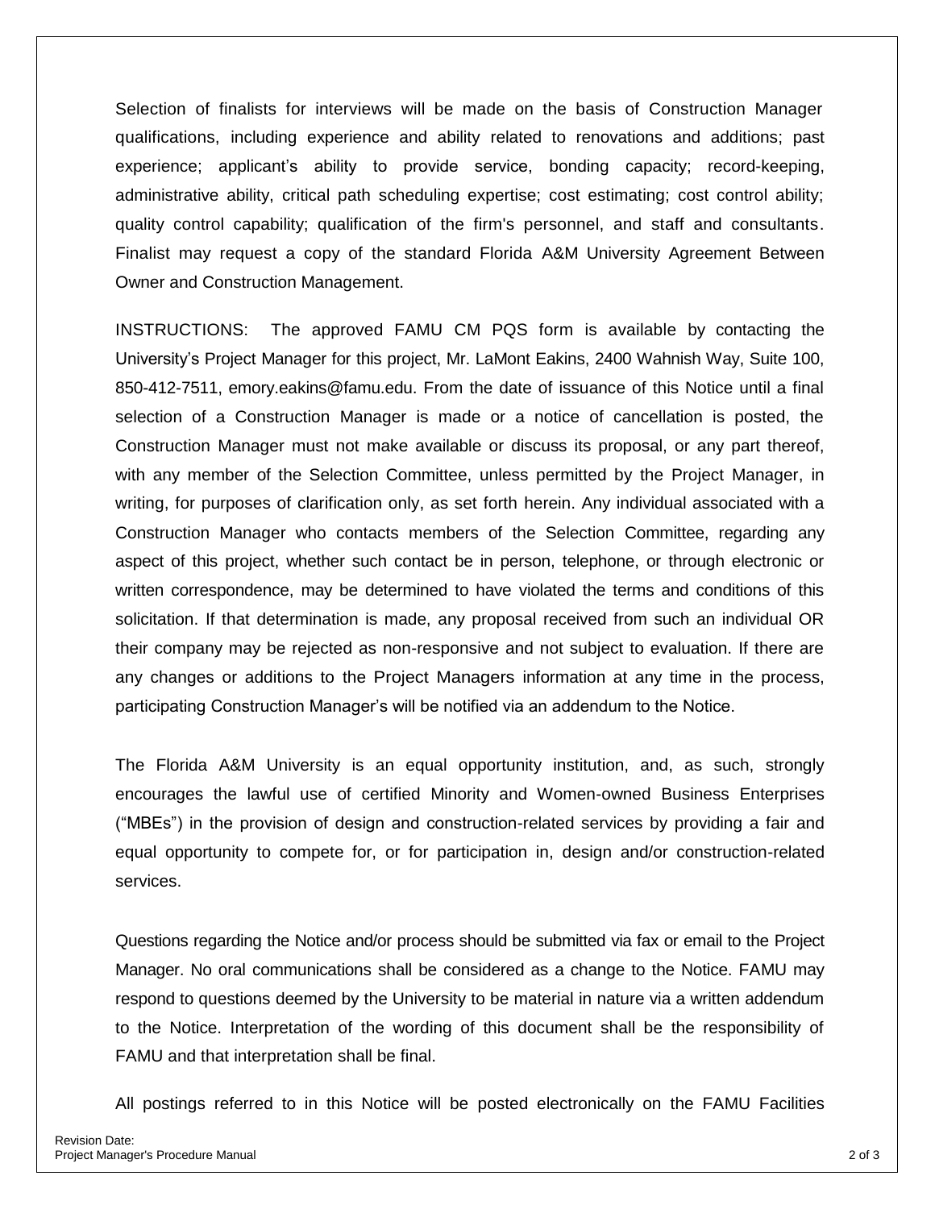Selection of finalists for interviews will be made on the basis of Construction Manager qualifications, including experience and ability related to renovations and additions; past experience; applicant's ability to provide service, bonding capacity; record-keeping, administrative ability, critical path scheduling expertise; cost estimating; cost control ability; quality control capability; qualification of the firm's personnel, and staff and consultants. Finalist may request a copy of the standard Florida A&M University Agreement Between Owner and Construction Management.

INSTRUCTIONS: The approved FAMU CM PQS form is available by contacting the University's Project Manager for this project, Mr. LaMont Eakins, 2400 Wahnish Way, Suite 100, 850-412-7511, emory.eakins@famu.edu. From the date of issuance of this Notice until a final selection of a Construction Manager is made or a notice of cancellation is posted, the Construction Manager must not make available or discuss its proposal, or any part thereof, with any member of the Selection Committee, unless permitted by the Project Manager, in writing, for purposes of clarification only, as set forth herein. Any individual associated with a Construction Manager who contacts members of the Selection Committee, regarding any aspect of this project, whether such contact be in person, telephone, or through electronic or written correspondence, may be determined to have violated the terms and conditions of this solicitation. If that determination is made, any proposal received from such an individual OR their company may be rejected as non-responsive and not subject to evaluation. If there are any changes or additions to the Project Managers information at any time in the process, participating Construction Manager's will be notified via an addendum to the Notice.

The Florida A&M University is an equal opportunity institution, and, as such, strongly encourages the lawful use of certified Minority and Women-owned Business Enterprises ("MBEs") in the provision of design and construction-related services by providing a fair and equal opportunity to compete for, or for participation in, design and/or construction-related services.

Questions regarding the Notice and/or process should be submitted via fax or email to the Project Manager. No oral communications shall be considered as a change to the Notice. FAMU may respond to questions deemed by the University to be material in nature via a written addendum to the Notice. Interpretation of the wording of this document shall be the responsibility of FAMU and that interpretation shall be final.

All postings referred to in this Notice will be posted electronically on the FAMU Facilities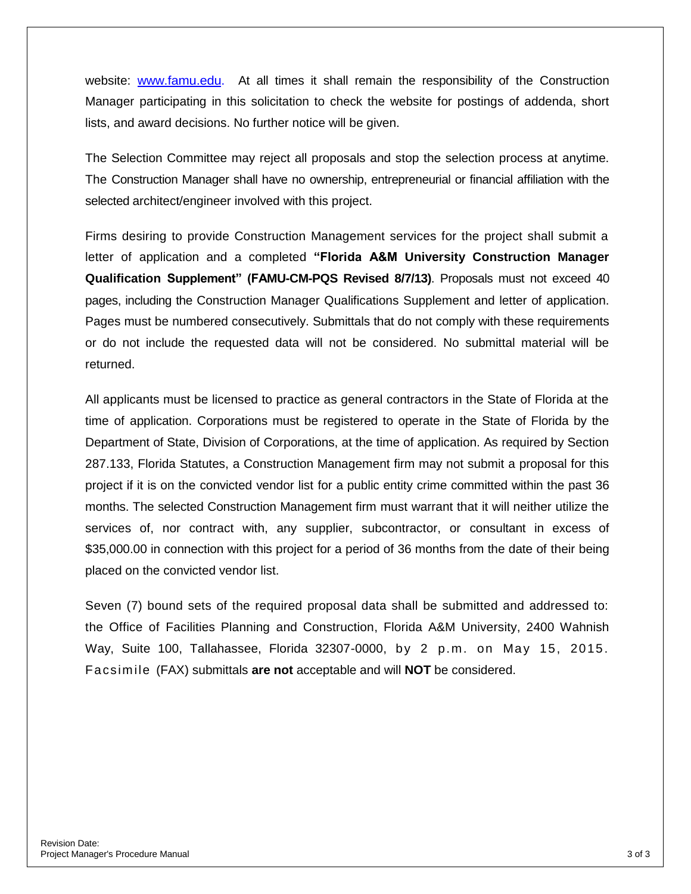website: [www.famu.edu](http://www.famu.edu). At all times it shall remain the responsibility of the Construction Manager participating in this solicitation to check the website for postings of addenda, short lists, and award decisions. No further notice will be given.

The Selection Committee may reject all proposals and stop the selection process at anytime. The Construction Manager shall have no ownership, entrepreneurial or financial affiliation with the selected architect/engineer involved with this project.

Firms desiring to provide Construction Management services for the project shall submit a letter of application and a completed **"Florida A&M University Construction Manager Qualification Supplement" (FAMU-CM-PQS Revised 8/7/13)**. Proposals must not exceed 40 pages, including the Construction Manager Qualifications Supplement and letter of application. Pages must be numbered consecutively. Submittals that do not comply with these requirements or do not include the requested data will not be considered. No submittal material will be returned.

All applicants must be licensed to practice as general contractors in the State of Florida at the time of application. Corporations must be registered to operate in the State of Florida by the Department of State, Division of Corporations, at the time of application. As required by Section 287.133, Florida Statutes, a Construction Management firm may not submit a proposal for this project if it is on the convicted vendor list for a public entity crime committed within the past 36 months. The selected Construction Management firm must warrant that it will neither utilize the services of, nor contract with, any supplier, subcontractor, or consultant in excess of $35,000.00 in connection with this project for a period of 36 months from the date of their being placed on the convicted vendor list.

Seven (7) bound sets of the required proposal data shall be submitted and addressed to: the Office of Facilities Planning and Construction, Florida A&M University, 2400 Wahnish Way, Suite 100, Tallahassee, Florida 32307-0000, by 2 p.m. on May 15, 2015. Facsimile (FAX) submittals **are not** acceptable and will **NOT** be considered.

Revision Date:
Project Manager's Procedure Manual